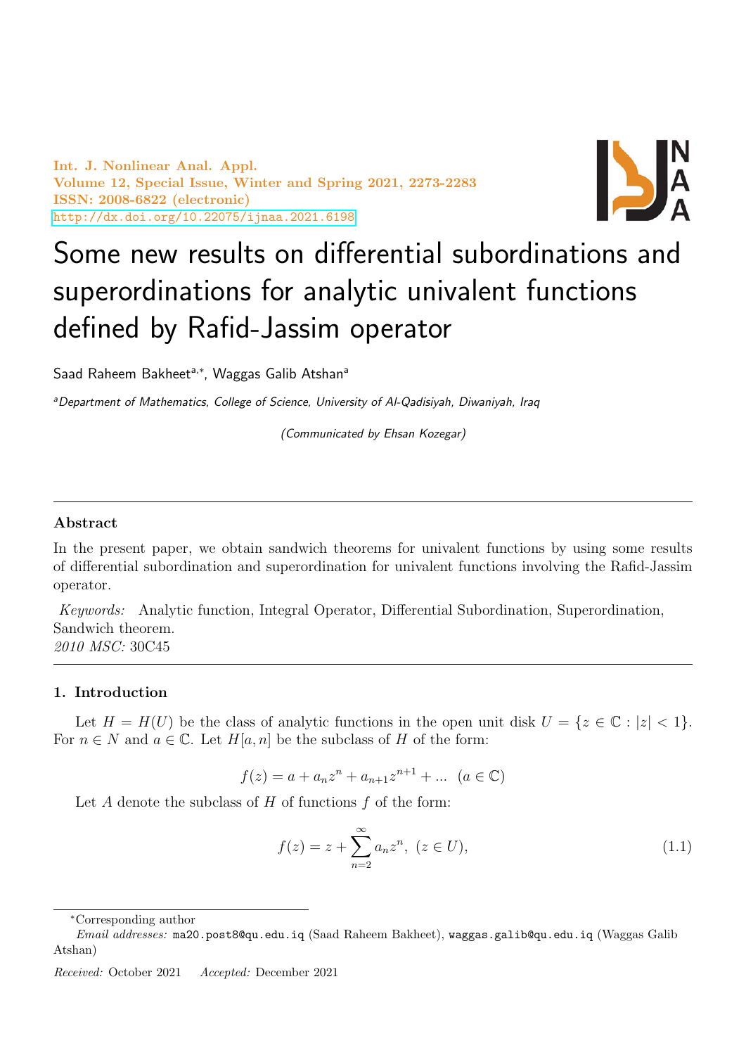# Some new results on differential subordinations and superordinations for analytic univalent functions defined by Rafid-Jassim operator

Saad Raheem Bakheet[a,*], Waggas Galib Atshan[a]

[a]*Department of Mathematics, College of Science, University of Al-Qadisiyah, Diwaniyah, Iraq*

*(Communicated by Ehsan Kozegar)*

---

**Abstract**

In the present paper, we obtain sandwich theorems for univalent functions by using some results of differential subordination and superordination for univalent functions involving the Rafid-Jassim operator.

*Keywords:* Analytic function, Integral Operator, Differential Subordination, Superordination, Sandwich theorem.
*2010 MSC:* 30C45

---

## 1. Introduction

Let $H = H(U)$ be the class of analytic functions in the open unit disk $U = \{z \in \mathbb{C} : |z| < 1\}$. For $n \in N$ and $a \in \mathbb{C}$. Let $H[a, n]$ be the subclass of $H$ of the form:

$$f(z) = a + a_n z^n + a_{n+1} z^{n+1} + \ldots \quad (a \in \mathbb{C})$$

Let $A$ denote the subclass of $H$ of functions $f$ of the form:

$$f(z) = z + \sum_{n=2}^{\infty} a_n z^n, \ (z \in U), \tag{1.1}$$

---

*Corresponding author

*Email addresses:* ma20.post8@qu.edu.iq (Saad Raheem Bakheet), waggas.galib@qu.edu.iq (Waggas Galib Atshan)

*Received:* October 2021 *Accepted:* December 2021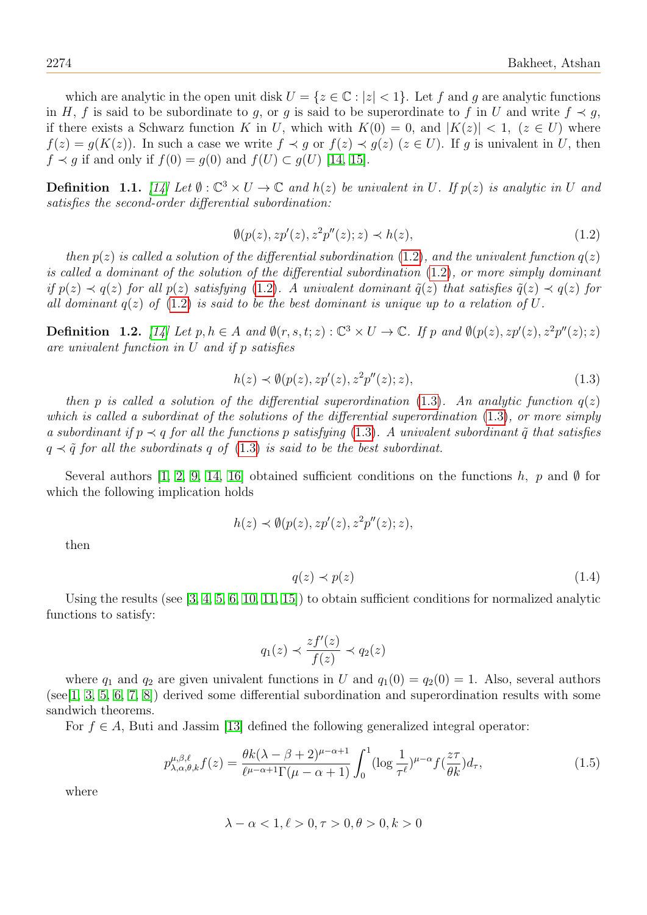which are analytic in the open unit disk $U = \{z \in \mathbb{C} : |z| < 1\}$. Let $f$ and $g$ are analytic functions in $H$, $f$ is said to be subordinate to $g$, or $g$ is said to be superordinate to $f$ in $U$ and write $f \prec g$, if there exists a Schwarz function $K$ in $U$, which with $K(0) = 0$, and $|K(z)| < 1$, $(z \in U)$ where $f(z) = g(K(z))$. In such a case we write $f \prec g$ or $f(z) \prec g(z)$ $(z \in U)$. If $g$ is univalent in $U$, then $f \prec g$ if and only if $f(0) = g(0)$ and $f(U) \subset g(U)$ [14, 15].

**Definition 1.1.** *[14] Let $\emptyset : \mathbb{C}^3 \times U \to \mathbb{C}$ and $h(z)$ be univalent in $U$. If $p(z)$ is analytic in $U$ and satisfies the second-order differential subordination:*

$$\emptyset(p(z), zp'(z), z^2p''(z); z) \prec h(z), \tag{1.2}$$

*then $p(z)$ is called a solution of the differential subordination (1.2), and the univalent function $q(z)$ is called a dominant of the solution of the differential subordination (1.2), or more simply dominant if $p(z) \prec q(z)$ for all $p(z)$ satisfying (1.2). A univalent dominant $\tilde{q}(z)$ that satisfies $\tilde{q}(z) \prec q(z)$ for all dominant $q(z)$ of (1.2) is said to be the best dominant is unique up to a relation of $U$.*

**Definition 1.2.** *[14] Let $p, h \in A$ and $\emptyset(r, s, t; z) : \mathbb{C}^3 \times U \to \mathbb{C}$. If $p$ and $\emptyset(p(z), zp'(z), z^2p''(z); z)$ are univalent function in $U$ and if $p$ satisfies*

$$h(z) \prec \emptyset(p(z), zp'(z), z^2p''(z); z), \tag{1.3}$$

*then $p$ is called a solution of the differential superordination (1.3). An analytic function $q(z)$ which is called a subordinat of the solutions of the differential superordination (1.3), or more simply a subordinant if $p \prec q$ for all the functions $p$ satisfying (1.3). A univalent subordinant $\tilde{q}$ that satisfies $q \prec \tilde{q}$ for all the subordinats $q$ of (1.3) is said to be the best subordinat.*

Several authors [1, 2, 9, 14, 16] obtained sufficient conditions on the functions $h$, $p$ and $\emptyset$ for which the following implication holds

$$h(z) \prec \emptyset(p(z), zp'(z), z^2p''(z); z),$$

then

$$q(z) \prec p(z) \tag{1.4}$$

Using the results (see [3, 4, 5, 6, 10, 11, 15]) to obtain sufficient conditions for normalized analytic functions to satisfy:

$$q_1(z) \prec \frac{zf'(z)}{f(z)} \prec q_2(z)$$

where $q_1$ and $q_2$ are given univalent functions in $U$ and $q_1(0) = q_2(0) = 1$. Also, several authors (see[1, 3, 5, 6, 7, 8]) derived some differential subordination and superordination results with some sandwich theorems.

For $f \in A$, Buti and Jassim [13] defined the following generalized integral operator:

$$p^{\mu,\beta,\ell}_{\lambda,\alpha,\theta,k} f(z) = \frac{\theta k(\lambda - \beta + 2)^{\mu-\alpha+1}}{\ell^{\mu-\alpha+1}\Gamma(\mu - \alpha + 1)} \int_0^1 (\log \frac{1}{\tau^\ell})^{\mu-\alpha} f(\frac{z\tau}{\theta k}) d_\tau, \tag{1.5}$$

where

$$\lambda - \alpha < 1, \ell > 0, \tau > 0, \theta > 0, k > 0$$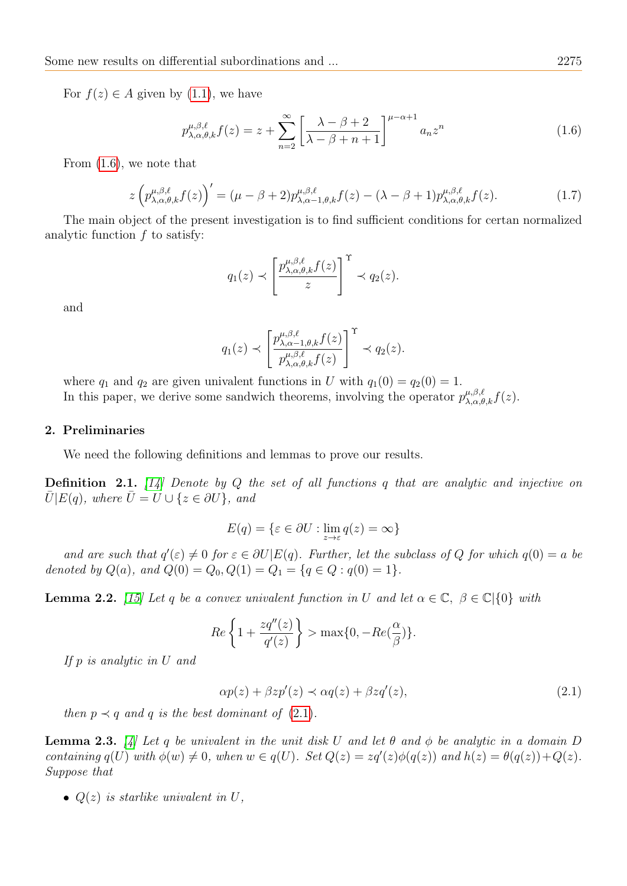For $f(z) \in A$ given by (1.1), we have

$$p^{\mu,\beta,\ell}_{\lambda,\alpha,\theta,k} f(z) = z + \sum_{n=2}^{\infty} \left[\frac{\lambda - \beta + 2}{\lambda - \beta + n + 1}\right]^{\mu-\alpha+1} a_n z^n \tag{1.6}$$

From (1.6), we note that

$$z\left(p^{\mu,\beta,\ell}_{\lambda,\alpha,\theta,k} f(z)\right)' = (\mu - \beta + 2) p^{\mu,\beta,\ell}_{\lambda,\alpha-1,\theta,k} f(z) - (\lambda - \beta + 1) p^{\mu,\beta,\ell}_{\lambda,\alpha,\theta,k} f(z). \tag{1.7}$$

The main object of the present investigation is to find sufficient conditions for certan normalized analytic function $f$ to satisfy:

$$q_1(z) \prec \left[\frac{p^{\mu,\beta,\ell}_{\lambda,\alpha,\theta,k} f(z)}{z}\right]^{\Upsilon} \prec q_2(z).$$

and

$$q_1(z) \prec \left[\frac{p^{\mu,\beta,\ell}_{\lambda,\alpha-1,\theta,k} f(z)}{p^{\mu,\beta,\ell}_{\lambda,\alpha,\theta,k} f(z)}\right]^{\Upsilon} \prec q_2(z).$$

where $q_1$ and $q_2$ are given univalent functions in $U$ with $q_1(0) = q_2(0) = 1$.
In this paper, we derive some sandwich theorems, involving the operator $p^{\mu,\beta,\ell}_{\lambda,\alpha,\theta,k} f(z)$.

## 2. Preliminaries

We need the following definitions and lemmas to prove our results.

**Definition 2.1.** [14] *Denote by $Q$ the set of all functions $q$ that are analytic and injective on $\bar{U}|E(q)$, where $\bar{U} = U \cup \{z \in \partial U\}$, and*

$$E(q) = \{\varepsilon \in \partial U : \lim_{z \to \varepsilon} q(z) = \infty\}$$

*and are such that $q'(\varepsilon) \neq 0$ for $\varepsilon \in \partial U|E(q)$. Further, let the subclass of $Q$ for which $q(0) = a$ be denoted by $Q(a)$, and $Q(0) = Q_0, Q(1) = Q_1 = \{q \in Q : q(0) = 1\}$.*

**Lemma 2.2.** [15] *Let $q$ be a convex univalent function in $U$ and let $\alpha \in \mathbb{C}$, $\beta \in \mathbb{C}|\{0\}$ with*

$$Re\left\{1 + \frac{zq''(z)}{q'(z)}\right\} > \max\{0, -Re(\frac{\alpha}{\beta})\}.$$

*If $p$ is analytic in $U$ and*

$$\alpha p(z) + \beta z p'(z) \prec \alpha q(z) + \beta z q'(z), \tag{2.1}$$

*then $p \prec q$ and $q$ is the best dominant of (2.1).*

**Lemma 2.3.** [4] *Let $q$ be univalent in the unit disk $U$ and let $\theta$ and $\phi$ be analytic in a domain $D$ containing $q(U)$ with $\phi(w) \neq 0$, when $w \in q(U)$. Set $Q(z) = zq'(z)\phi(q(z))$ and $h(z) = \theta(q(z)) + Q(z)$. Suppose that*

- *$Q(z)$ is starlike univalent in $U$,*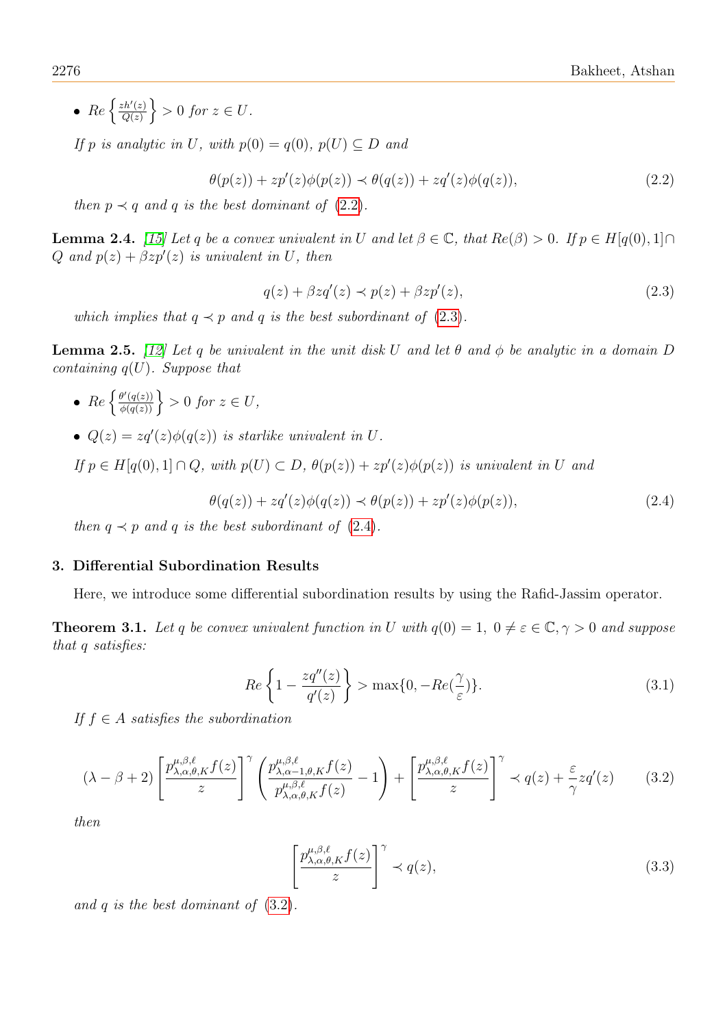- $Re\left\{\frac{zh'(z)}{Q(z)}\right\} > 0$ *for* $z \in U$.

*If* $p$ *is analytic in* $U$*, with* $p(0) = q(0)$*,* $p(U) \subseteq D$ *and*

$$\theta(p(z)) + zp'(z)\phi(p(z)) \prec \theta(q(z)) + zq'(z)\phi(q(z)), \tag{2.2}$$

*then* $p \prec q$ *and* $q$ *is the best dominant of* (2.2).

**Lemma 2.4.** *[15] Let* $q$ *be a convex univalent in* $U$ *and let* $\beta \in \mathbb{C}$*, that* $Re(\beta) > 0$*. If* $p \in H[q(0), 1] \cap Q$ *and* $p(z) + \beta zp'(z)$ *is univalent in* $U$*, then*

$$q(z) + \beta zq'(z) \prec p(z) + \beta zp'(z), \tag{2.3}$$

*which implies that* $q \prec p$ *and* $q$ *is the best subordinant of* (2.3).

**Lemma 2.5.** *[12] Let* $q$ *be univalent in the unit disk* $U$ *and let* $\theta$ *and* $\phi$ *be analytic in a domain* $D$ *containing* $q(U)$*. Suppose that*

- $Re\left\{\frac{\theta'(q(z))}{\phi(q(z))}\right\} > 0$ *for* $z \in U$,
- $Q(z) = zq'(z)\phi(q(z))$ *is starlike univalent in* $U$.

*If* $p \in H[q(0), 1] \cap Q$*, with* $p(U) \subset D$*,* $\theta(p(z)) + zp'(z)\phi(p(z))$ *is univalent in* $U$ *and*

$$\theta(q(z)) + zq'(z)\phi(q(z)) \prec \theta(p(z)) + zp'(z)\phi(p(z)), \tag{2.4}$$

*then* $q \prec p$ *and* $q$ *is the best subordinant of* (2.4).

## 3. Differential Subordination Results

Here, we introduce some differential subordination results by using the Rafid-Jassim operator.

**Theorem 3.1.** *Let* $q$ *be convex univalent function in* $U$ *with* $q(0) = 1$*,* $0 \neq \varepsilon \in \mathbb{C}, \gamma > 0$ *and suppose that* $q$ *satisfies:*

$$Re\left\{1 - \frac{zq''(z)}{q'(z)}\right\} > \max\{0, -Re(\frac{\gamma}{\varepsilon})\}. \tag{3.1}$$

*If* $f \in A$ *satisfies the subordination*

$$(\lambda - \beta + 2)\left[\frac{p^{\mu,\beta,\ell}_{\lambda,\alpha,\theta,K}f(z)}{z}\right]^{\gamma}\left(\frac{p^{\mu,\beta,\ell}_{\lambda,\alpha-1,\theta,K}f(z)}{p^{\mu,\beta,\ell}_{\lambda,\alpha,\theta,K}f(z)} - 1\right) + \left[\frac{p^{\mu,\beta,\ell}_{\lambda,\alpha,\theta,K}f(z)}{z}\right]^{\gamma} \prec q(z) + \frac{\varepsilon}{\gamma}zq'(z) \tag{3.2}$$

*then*

$$\left[\frac{p^{\mu,\beta,\ell}_{\lambda,\alpha,\theta,K}f(z)}{z}\right]^{\gamma} \prec q(z), \tag{3.3}$$

*and* $q$ *is the best dominant of* (3.2).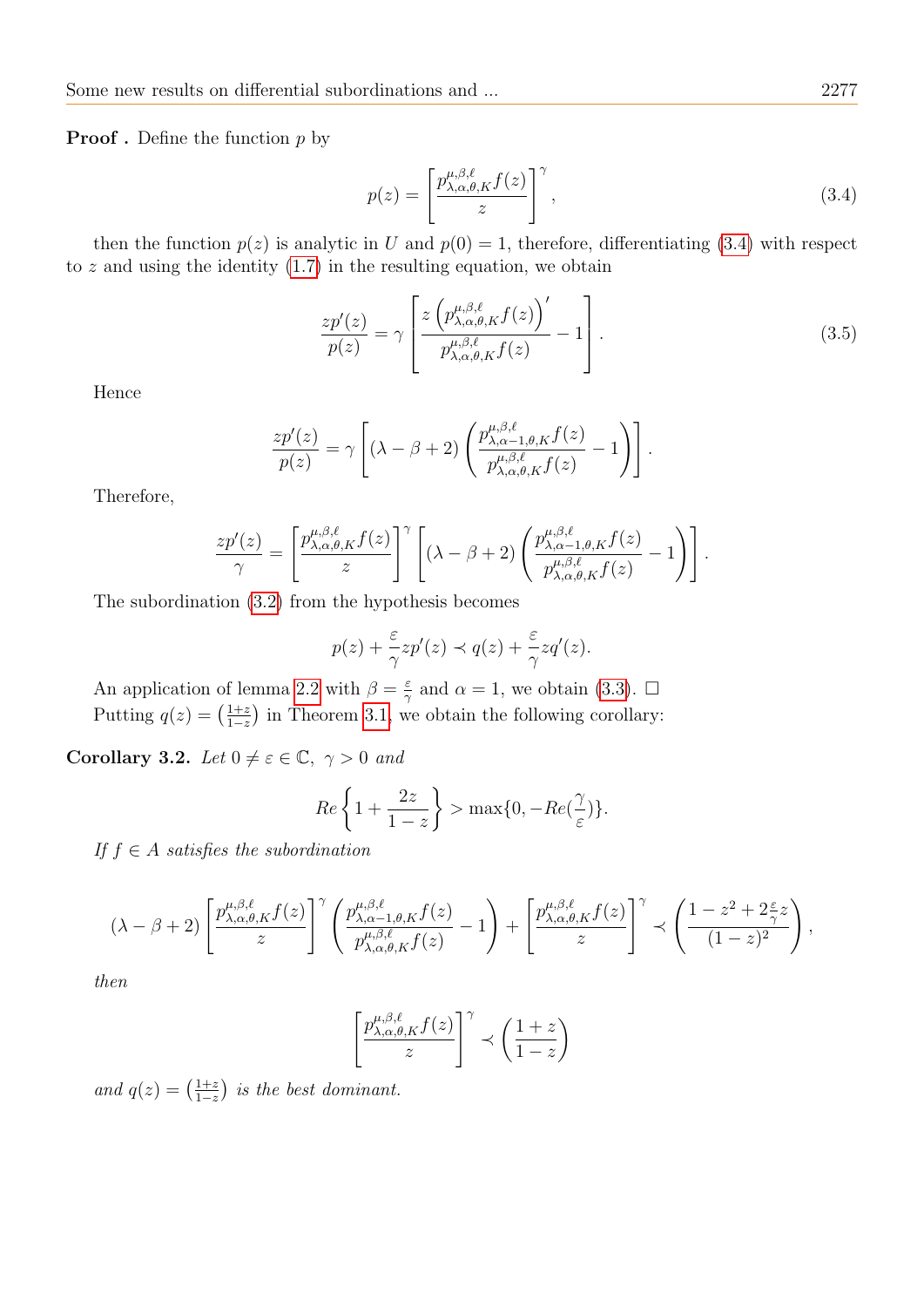**Proof .** Define the function $p$ by

$$p(z) = \left[\frac{p^{\mu,\beta,\ell}_{\lambda,\alpha,\theta,K} f(z)}{z}\right]^{\gamma}, \tag{3.4}$$

then the function $p(z)$ is analytic in $U$ and $p(0) = 1$, therefore, differentiating (3.4) with respect to $z$ and using the identity (1.7) in the resulting equation, we obtain

$$\frac{zp'(z)}{p(z)} = \gamma \left[\frac{z\left(p^{\mu,\beta,\ell}_{\lambda,\alpha,\theta,K} f(z)\right)'}{p^{\mu,\beta,\ell}_{\lambda,\alpha,\theta,K} f(z)} - 1\right]. \tag{3.5}$$

Hence

$$\frac{zp'(z)}{p(z)} = \gamma \left[(\lambda - \beta + 2)\left(\frac{p^{\mu,\beta,\ell}_{\lambda,\alpha-1,\theta,K} f(z)}{p^{\mu,\beta,\ell}_{\lambda,\alpha,\theta,K} f(z)} - 1\right)\right].$$

Therefore,

$$\frac{zp'(z)}{\gamma} = \left[\frac{p^{\mu,\beta,\ell}_{\lambda,\alpha,\theta,K} f(z)}{z}\right]^{\gamma} \left[(\lambda - \beta + 2)\left(\frac{p^{\mu,\beta,\ell}_{\lambda,\alpha-1,\theta,K} f(z)}{p^{\mu,\beta,\ell}_{\lambda,\alpha,\theta,K} f(z)} - 1\right)\right].$$

The subordination (3.2) from the hypothesis becomes

$$p(z) + \frac{\varepsilon}{\gamma} zp'(z) \prec q(z) + \frac{\varepsilon}{\gamma} zq'(z).$$

An application of lemma 2.2 with $\beta = \frac{\varepsilon}{\gamma}$ and $\alpha = 1$, we obtain (3.3). $\square$

Putting $q(z) = \left(\frac{1+z}{1-z}\right)$ in Theorem 3.1, we obtain the following corollary:

**Corollary 3.2.** *Let $0 \neq \varepsilon \in \mathbb{C}$, $\gamma > 0$ and*

$$Re\left\{1 + \frac{2z}{1-z}\right\} > \max\{0, -Re(\frac{\gamma}{\varepsilon})\}.$$

*If $f \in A$ satisfies the subordination*

$$(\lambda - \beta + 2)\left[\frac{p^{\mu,\beta,\ell}_{\lambda,\alpha,\theta,K} f(z)}{z}\right]^{\gamma} \left(\frac{p^{\mu,\beta,\ell}_{\lambda,\alpha-1,\theta,K} f(z)}{p^{\mu,\beta,\ell}_{\lambda,\alpha,\theta,K} f(z)} - 1\right) + \left[\frac{p^{\mu,\beta,\ell}_{\lambda,\alpha,\theta,K} f(z)}{z}\right]^{\gamma} \prec \left(\frac{1 - z^2 + 2\frac{\varepsilon}{\gamma} z}{(1-z)^2}\right),$$

*then*

$$\left[\frac{p^{\mu,\beta,\ell}_{\lambda,\alpha,\theta,K} f(z)}{z}\right]^{\gamma} \prec \left(\frac{1+z}{1-z}\right)$$

*and $q(z) = \left(\frac{1+z}{1-z}\right)$ is the best dominant.*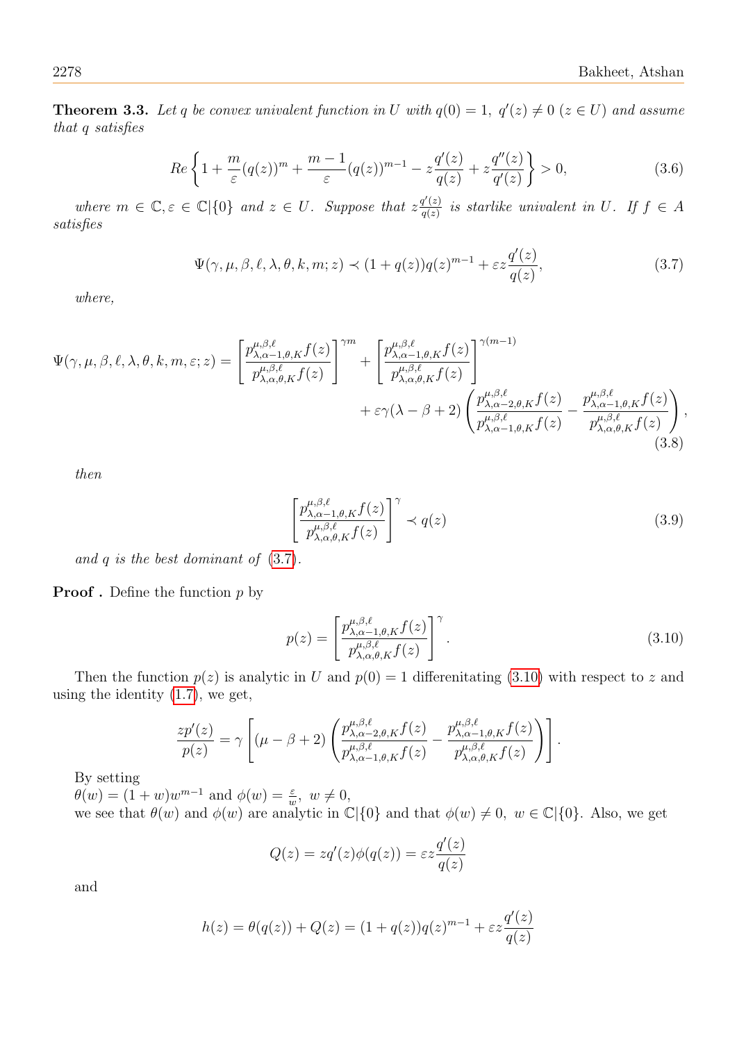**Theorem 3.3.** *Let $q$ be convex univalent function in $U$ with $q(0) = 1,\ q'(z) \neq 0\ (z \in U)$ and assume that $q$ satisfies*

$$Re\left\{1 + \frac{m}{\varepsilon}(q(z))^m + \frac{m-1}{\varepsilon}(q(z))^{m-1} - z\frac{q'(z)}{q(z)} + z\frac{q''(z)}{q'(z)}\right\} > 0, \tag{3.6}$$

*where $m \in \mathbb{C}, \varepsilon \in \mathbb{C}|\{0\}$ and $z \in U$. Suppose that $z\frac{q'(z)}{q(z)}$ is starlike univalent in $U$. If $f \in A$ satisfies*

$$\Psi(\gamma, \mu, \beta, \ell, \lambda, \theta, k, m; z) \prec (1 + q(z))q(z)^{m-1} + \varepsilon z\frac{q'(z)}{q(z)}, \tag{3.7}$$

*where,*

$$\Psi(\gamma, \mu, \beta, \ell, \lambda, \theta, k, m, \varepsilon; z) = \left[\frac{p^{\mu,\beta,\ell}_{\lambda,\alpha-1,\theta,K}f(z)}{p^{\mu,\beta,\ell}_{\lambda,\alpha,\theta,K}f(z)}\right]^{\gamma m} + \left[\frac{p^{\mu,\beta,\ell}_{\lambda,\alpha-1,\theta,K}f(z)}{p^{\mu,\beta,\ell}_{\lambda,\alpha,\theta,K}f(z)}\right]^{\gamma(m-1)} + \varepsilon\gamma(\lambda - \beta + 2)\left(\frac{p^{\mu,\beta,\ell}_{\lambda,\alpha-2,\theta,K}f(z)}{p^{\mu,\beta,\ell}_{\lambda,\alpha-1,\theta,K}f(z)} - \frac{p^{\mu,\beta,\ell}_{\lambda,\alpha-1,\theta,K}f(z)}{p^{\mu,\beta,\ell}_{\lambda,\alpha,\theta,K}f(z)}\right), \tag{3.8}$$

*then*

$$\left[\frac{p^{\mu,\beta,\ell}_{\lambda,\alpha-1,\theta,K}f(z)}{p^{\mu,\beta,\ell}_{\lambda,\alpha,\theta,K}f(z)}\right]^{\gamma} \prec q(z) \tag{3.9}$$

*and $q$ is the best dominant of (3.7).*

**Proof .** Define the function $p$ by

$$p(z) = \left[\frac{p^{\mu,\beta,\ell}_{\lambda,\alpha-1,\theta,K}f(z)}{p^{\mu,\beta,\ell}_{\lambda,\alpha,\theta,K}f(z)}\right]^{\gamma}. \tag{3.10}$$

Then the function $p(z)$ is analytic in $U$ and $p(0) = 1$ differenitating (3.10) with respect to $z$ and using the identity (1.7), we get,

$$\frac{zp'(z)}{p(z)} = \gamma\left[(\mu - \beta + 2)\left(\frac{p^{\mu,\beta,\ell}_{\lambda,\alpha-2,\theta,K}f(z)}{p^{\mu,\beta,\ell}_{\lambda,\alpha-1,\theta,K}f(z)} - \frac{p^{\mu,\beta,\ell}_{\lambda,\alpha-1,\theta,K}f(z)}{p^{\mu,\beta,\ell}_{\lambda,\alpha,\theta,K}f(z)}\right)\right].$$

By setting
$\theta(w) = (1 + w)w^{m-1}$ and $\phi(w) = \frac{\varepsilon}{w},\ w \neq 0,$
we see that $\theta(w)$ and $\phi(w)$ are analytic in $\mathbb{C}|\{0\}$ and that $\phi(w) \neq 0,\ w \in \mathbb{C}|\{0\}$. Also, we get

$$Q(z) = zq'(z)\phi(q(z)) = \varepsilon z\frac{q'(z)}{q(z)}$$

and

$$h(z) = \theta(q(z)) + Q(z) = (1 + q(z))q(z)^{m-1} + \varepsilon z\frac{q'(z)}{q(z)}$$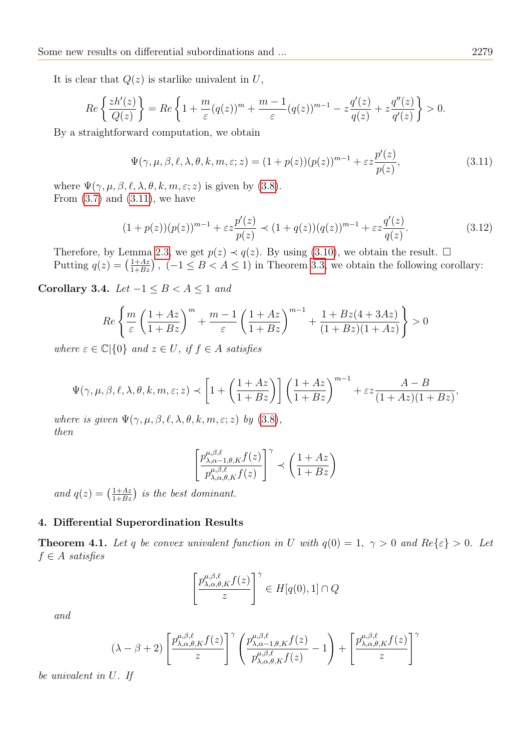It is clear that $Q(z)$ is starlike univalent in $U$,

$$Re\left\{\frac{zh'(z)}{Q(z)}\right\} = Re\left\{1 + \frac{m}{\varepsilon}(q(z))^m + \frac{m-1}{\varepsilon}(q(z))^{m-1} - z\frac{q'(z)}{q(z)} + z\frac{q''(z)}{q'(z)}\right\} > 0.$$

By a straightforward computation, we obtain

$$\Psi(\gamma, \mu, \beta, \ell, \lambda, \theta, k, m, \varepsilon; z) = (1 + p(z))(p(z))^{m-1} + \varepsilon z\frac{p'(z)}{p(z)}, \tag{3.11}$$

where $\Psi(\gamma, \mu, \beta, \ell, \lambda, \theta, k, m, \varepsilon; z)$ is given by (3.8).
From (3.7) and (3.11), we have

$$(1 + p(z))(p(z))^{m-1} + \varepsilon z\frac{p'(z)}{p(z)} \prec (1 + q(z))(q(z))^{m-1} + \varepsilon z\frac{q'(z)}{q(z)}. \tag{3.12}$$

Therefore, by Lemma 2.3, we get $p(z) \prec q(z)$. By using (3.10), we obtain the result. $\square$
Putting $q(z) = \left(\frac{1+Az}{1+Bz}\right)$, $(-1 \le B < A \le 1)$ in Theorem 3.3, we obtain the following corollary:

**Corollary 3.4.** *Let $-1 \le B < A \le 1$ and*

$$Re\left\{\frac{m}{\varepsilon}\left(\frac{1+Az}{1+Bz}\right)^m + \frac{m-1}{\varepsilon}\left(\frac{1+Az}{1+Bz}\right)^{m-1} + \frac{1 + Bz(4 + 3Az)}{(1+Bz)(1+Az)}\right\} > 0$$

*where $\varepsilon \in \mathbb{C}|\{0\}$ and $z \in U$, if $f \in A$ satisfies*

$$\Psi(\gamma, \mu, \beta, \ell, \lambda, \theta, k, m, \varepsilon; z) \prec \left[1 + \left(\frac{1+Az}{1+Bz}\right)\right]\left(\frac{1+Az}{1+Bz}\right)^{m-1} + \varepsilon z\frac{A-B}{(1+Az)(1+Bz)},$$

*where is given $\Psi(\gamma, \mu, \beta, \ell, \lambda, \theta, k, m, \varepsilon; z)$ by (3.8),*
*then*

$$\left[\frac{p^{\mu,\beta,\ell}_{\lambda,\alpha-1,\theta,K}f(z)}{p^{\mu,\beta,\ell}_{\lambda,\alpha,\theta,K}f(z)}\right]^{\gamma} \prec \left(\frac{1+Az}{1+Bz}\right)$$

*and $q(z) = \left(\frac{1+Az}{1+Bz}\right)$ is the best dominant.*

## 4. Differential Superordination Results

**Theorem 4.1.** *Let $q$ be convex univalent function in $U$ with $q(0) = 1$, $\gamma > 0$ and $Re\{\varepsilon\} > 0$. Let $f \in A$ satisfies*

$$\left[\frac{p^{\mu,\beta,\ell}_{\lambda,\alpha,\theta,K}f(z)}{z}\right]^{\gamma} \in H[q(0), 1] \cap Q$$

*and*

$$(\lambda - \beta + 2)\left[\frac{p^{\mu,\beta,\ell}_{\lambda,\alpha,\theta,K}f(z)}{z}\right]^{\gamma}\left(\frac{p^{\mu,\beta,\ell}_{\lambda,\alpha-1,\theta,K}f(z)}{p^{\mu,\beta,\ell}_{\lambda,\alpha,\theta,K}f(z)} - 1\right) + \left[\frac{p^{\mu,\beta,\ell}_{\lambda,\alpha,\theta,K}f(z)}{z}\right]^{\gamma}$$

*be univalent in $U$. If*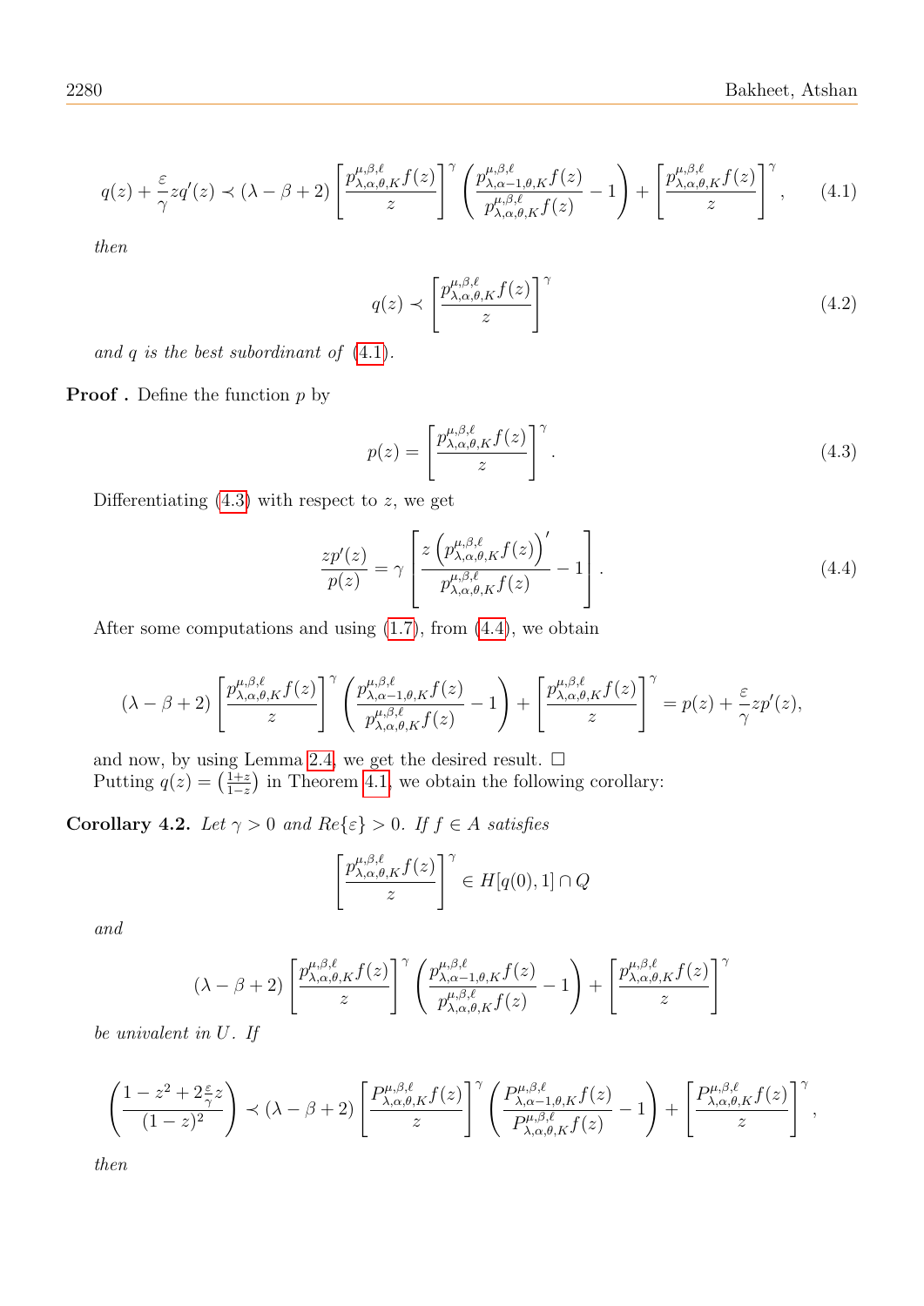$$q(z) + \frac{\varepsilon}{\gamma} zq'(z) \prec (\lambda - \beta + 2) \left[ \frac{p^{\mu,\beta,\ell}_{\lambda,\alpha,\theta,K} f(z)}{z} \right]^{\gamma} \left( \frac{p^{\mu,\beta,\ell}_{\lambda,\alpha-1,\theta,K} f(z)}{p^{\mu,\beta,\ell}_{\lambda,\alpha,\theta,K} f(z)} - 1 \right) + \left[ \frac{p^{\mu,\beta,\ell}_{\lambda,\alpha,\theta,K} f(z)}{z} \right]^{\gamma}, \tag{4.1}$$

*then*

$$q(z) \prec \left[ \frac{p^{\mu,\beta,\ell}_{\lambda,\alpha,\theta,K} f(z)}{z} \right]^{\gamma} \tag{4.2}$$

*and $q$ is the best subordinant of (4.1).*

**Proof .** Define the function $p$ by

$$p(z) = \left[ \frac{p^{\mu,\beta,\ell}_{\lambda,\alpha,\theta,K} f(z)}{z} \right]^{\gamma}. \tag{4.3}$$

Differentiating (4.3) with respect to $z$, we get

$$\frac{zp'(z)}{p(z)} = \gamma \left[ \frac{z \left( p^{\mu,\beta,\ell}_{\lambda,\alpha,\theta,K} f(z) \right)'}{p^{\mu,\beta,\ell}_{\lambda,\alpha,\theta,K} f(z)} - 1 \right]. \tag{4.4}$$

After some computations and using (1.7), from (4.4), we obtain

$$(\lambda - \beta + 2) \left[ \frac{p^{\mu,\beta,\ell}_{\lambda,\alpha,\theta,K} f(z)}{z} \right]^{\gamma} \left( \frac{p^{\mu,\beta,\ell}_{\lambda,\alpha-1,\theta,K} f(z)}{p^{\mu,\beta,\ell}_{\lambda,\alpha,\theta,K} f(z)} - 1 \right) + \left[ \frac{p^{\mu,\beta,\ell}_{\lambda,\alpha,\theta,K} f(z)}{z} \right]^{\gamma} = p(z) + \frac{\varepsilon}{\gamma} zp'(z),$$

and now, by using Lemma 2.4, we get the desired result. □
Putting $q(z) = \left(\frac{1+z}{1-z}\right)$ in Theorem 4.1, we obtain the following corollary:

**Corollary 4.2.** *Let $\gamma > 0$ and $Re\{\varepsilon\} > 0$. If $f \in A$ satisfies*

$$\left[ \frac{p^{\mu,\beta,\ell}_{\lambda,\alpha,\theta,K} f(z)}{z} \right]^{\gamma} \in H[q(0), 1] \cap Q$$

*and*

$$(\lambda - \beta + 2) \left[ \frac{p^{\mu,\beta,\ell}_{\lambda,\alpha,\theta,K} f(z)}{z} \right]^{\gamma} \left( \frac{p^{\mu,\beta,\ell}_{\lambda,\alpha-1,\theta,K} f(z)}{p^{\mu,\beta,\ell}_{\lambda,\alpha,\theta,K} f(z)} - 1 \right) + \left[ \frac{p^{\mu,\beta,\ell}_{\lambda,\alpha,\theta,K} f(z)}{z} \right]^{\gamma}$$

*be univalent in $U$. If*

$$\left( \frac{1 - z^2 + 2\frac{\varepsilon}{\gamma} z}{(1-z)^2} \right) \prec (\lambda - \beta + 2) \left[ \frac{P^{\mu,\beta,\ell}_{\lambda,\alpha,\theta,K} f(z)}{z} \right]^{\gamma} \left( \frac{P^{\mu,\beta,\ell}_{\lambda,\alpha-1,\theta,K} f(z)}{P^{\mu,\beta,\ell}_{\lambda,\alpha,\theta,K} f(z)} - 1 \right) + \left[ \frac{P^{\mu,\beta,\ell}_{\lambda,\alpha,\theta,K} f(z)}{z} \right]^{\gamma},$$

*then*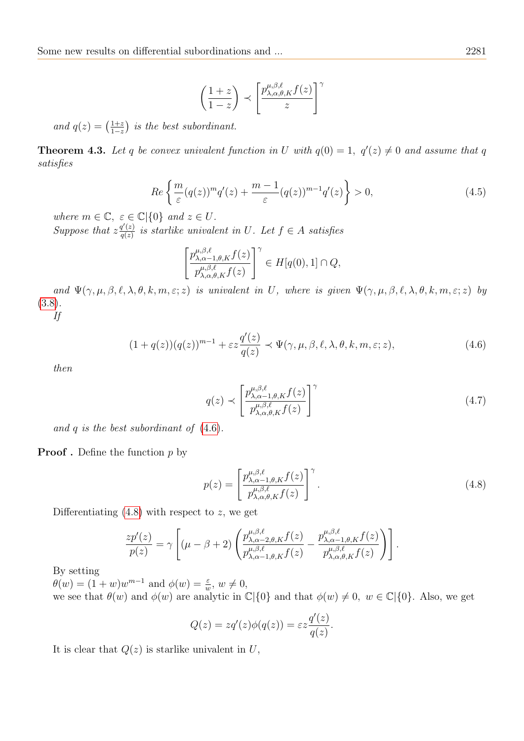$$\left(\frac{1+z}{1-z}\right) \prec \left[\frac{p^{\mu,\beta,\ell}_{\lambda,\alpha,\theta,K}f(z)}{z}\right]^{\gamma}$$

*and* $q(z) = \left(\frac{1+z}{1-z}\right)$ *is the best subordinant.*

**Theorem 4.3.** *Let $q$ be convex univalent function in $U$ with $q(0) = 1,\ q'(z) \neq 0$ and assume that $q$ satisfies*

$$Re\left\{\frac{m}{\varepsilon}(q(z))^{m}q'(z) + \frac{m-1}{\varepsilon}(q(z))^{m-1}q'(z)\right\} > 0, \tag{4.5}$$

*where $m \in \mathbb{C},\ \varepsilon \in \mathbb{C}|\{0\}$ and $z \in U$.*
*Suppose that $z\frac{q'(z)}{q(z)}$ is starlike univalent in $U$. Let $f \in A$ satisfies*

$$\left[\frac{p^{\mu,\beta,\ell}_{\lambda,\alpha-1,\theta,K}f(z)}{p^{\mu,\beta,\ell}_{\lambda,\alpha,\theta,K}f(z)}\right]^{\gamma} \in H[q(0), 1] \cap Q,$$

*and $\Psi(\gamma, \mu, \beta, \ell, \lambda, \theta, k, m, \varepsilon; z)$ is univalent in $U$, where is given $\Psi(\gamma, \mu, \beta, \ell, \lambda, \theta, k, m, \varepsilon; z)$ by (3.8).*
*If*

$$(1 + q(z))(q(z))^{m-1} + \varepsilon z\frac{q'(z)}{q(z)} \prec \Psi(\gamma, \mu, \beta, \ell, \lambda, \theta, k, m, \varepsilon; z), \tag{4.6}$$

*then*

$$q(z) \prec \left[\frac{p^{\mu,\beta,\ell}_{\lambda,\alpha-1,\theta,K}f(z)}{p^{\mu,\beta,\ell}_{\lambda,\alpha,\theta,K}f(z)}\right]^{\gamma} \tag{4.7}$$

*and $q$ is the best subordinant of (4.6).*

**Proof .** Define the function $p$ by

$$p(z) = \left[\frac{p^{\mu,\beta,\ell}_{\lambda,\alpha-1,\theta,K}f(z)}{p^{\mu,\beta,\ell}_{\lambda,\alpha,\theta,K}f(z)}\right]^{\gamma}. \tag{4.8}$$

Differentiating (4.8) with respect to $z$, we get

$$\frac{zp'(z)}{p(z)} = \gamma\left[(\mu - \beta + 2)\left(\frac{p^{\mu,\beta,\ell}_{\lambda,\alpha-2,\theta,K}f(z)}{p^{\mu,\beta,\ell}_{\lambda,\alpha-1,\theta,K}f(z)} - \frac{p^{\mu,\beta,\ell}_{\lambda,\alpha-1,\theta,K}f(z)}{p^{\mu,\beta,\ell}_{\lambda,\alpha,\theta,K}f(z)}\right)\right].$$

By setting
$\theta(w) = (1 + w)w^{m-1}$ and $\phi(w) = \frac{\varepsilon}{w},\ w \neq 0,$
we see that $\theta(w)$ and $\phi(w)$ are analytic in $\mathbb{C}|\{0\}$ and that $\phi(w) \neq 0,\ w \in \mathbb{C}|\{0\}$. Also, we get

$$Q(z) = zq'(z)\phi(q(z)) = \varepsilon z\frac{q'(z)}{q(z)}.$$

It is clear that $Q(z)$ is starlike univalent in $U$,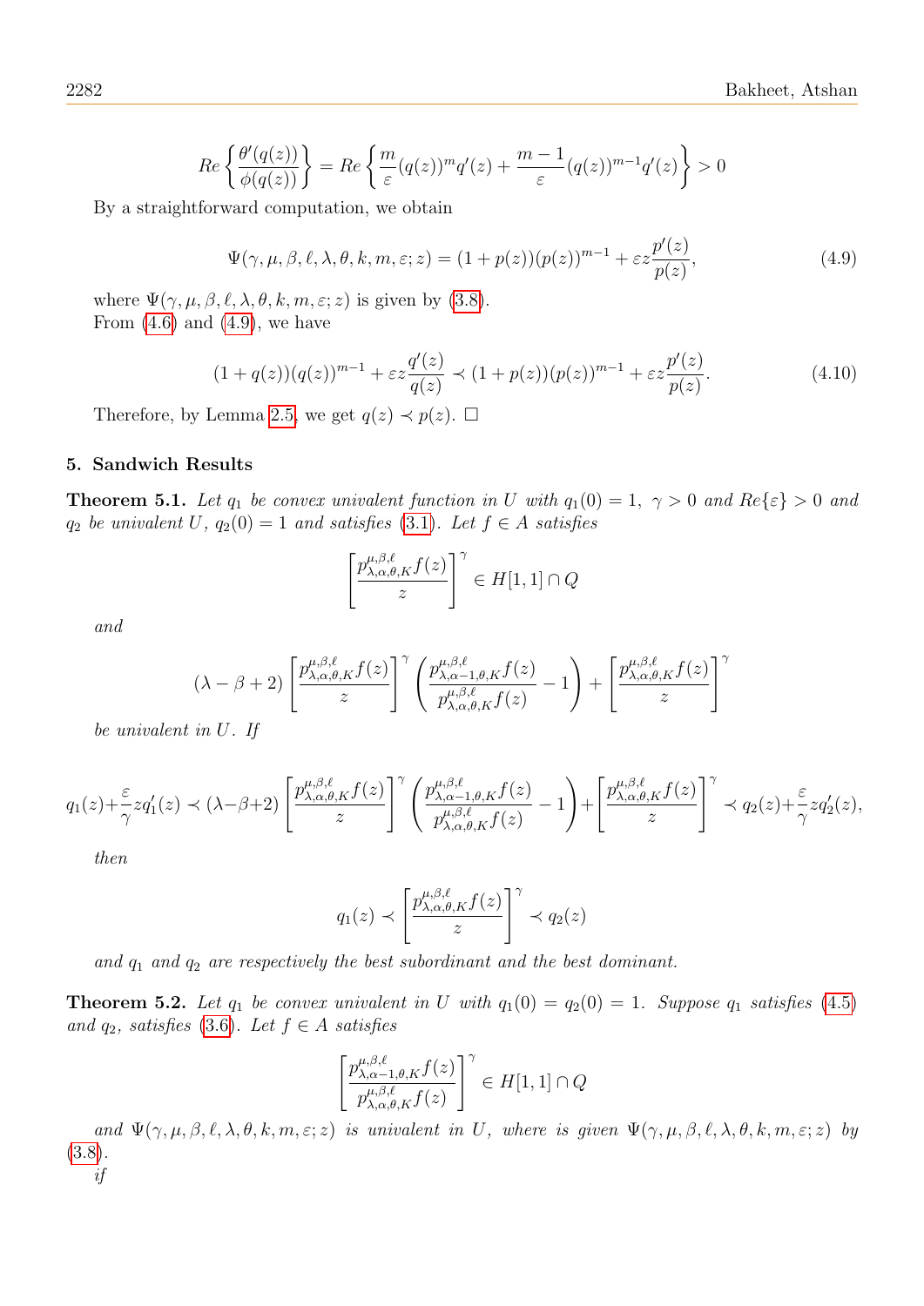$$Re\left\{\frac{\theta'(q(z))}{\phi(q(z))}\right\} = Re\left\{\frac{m}{\varepsilon}(q(z))^m q'(z) + \frac{m-1}{\varepsilon}(q(z))^{m-1}q'(z)\right\} > 0$$

By a straightforward computation, we obtain

$$\Psi(\gamma,\mu,\beta,\ell,\lambda,\theta,k,m,\varepsilon;z) = (1+p(z))(p(z))^{m-1} + \varepsilon z\frac{p'(z)}{p(z)}, \tag{4.9}$$

where $\Psi(\gamma,\mu,\beta,\ell,\lambda,\theta,k,m,\varepsilon;z)$ is given by (3.8).
From (4.6) and (4.9), we have

$$(1+q(z))(q(z))^{m-1} + \varepsilon z\frac{q'(z)}{q(z)} \prec (1+p(z))(p(z))^{m-1} + \varepsilon z\frac{p'(z)}{p(z)}. \tag{4.10}$$

Therefore, by Lemma 2.5, we get $q(z) \prec p(z)$. □

## 5. Sandwich Results

**Theorem 5.1.** *Let $q_1$ be convex univalent function in $U$ with $q_1(0) = 1$, $\gamma > 0$ and $Re\{\varepsilon\} > 0$ and $q_2$ be univalent $U$, $q_2(0) = 1$ and satisfies (3.1). Let $f \in A$ satisfies*

$$\left[\frac{p^{\mu,\beta,\ell}_{\lambda,\alpha,\theta,K}f(z)}{z}\right]^{\gamma} \in H[1,1] \cap Q$$

*and*

$$(\lambda-\beta+2)\left[\frac{p^{\mu,\beta,\ell}_{\lambda,\alpha,\theta,K}f(z)}{z}\right]^{\gamma}\left(\frac{p^{\mu,\beta,\ell}_{\lambda,\alpha-1,\theta,K}f(z)}{p^{\mu,\beta,\ell}_{\lambda,\alpha,\theta,K}f(z)}-1\right)+\left[\frac{p^{\mu,\beta,\ell}_{\lambda,\alpha,\theta,K}f(z)}{z}\right]^{\gamma}$$

*be univalent in $U$. If*

$$q_1(z)+\frac{\varepsilon}{\gamma}zq_1'(z) \prec (\lambda-\beta+2)\left[\frac{p^{\mu,\beta,\ell}_{\lambda,\alpha,\theta,K}f(z)}{z}\right]^{\gamma}\left(\frac{p^{\mu,\beta,\ell}_{\lambda,\alpha-1,\theta,K}f(z)}{p^{\mu,\beta,\ell}_{\lambda,\alpha,\theta,K}f(z)}-1\right)+\left[\frac{p^{\mu,\beta,\ell}_{\lambda,\alpha,\theta,K}f(z)}{z}\right]^{\gamma} \prec q_2(z)+\frac{\varepsilon}{\gamma}zq_2'(z),$$

*then*

$$q_1(z) \prec \left[\frac{p^{\mu,\beta,\ell}_{\lambda,\alpha,\theta,K}f(z)}{z}\right]^{\gamma} \prec q_2(z)$$

*and $q_1$ and $q_2$ are respectively the best subordinant and the best dominant.*

**Theorem 5.2.** *Let $q_1$ be convex univalent in $U$ with $q_1(0) = q_2(0) = 1$. Suppose $q_1$ satisfies (4.5) and $q_2$, satisfies (3.6). Let $f \in A$ satisfies*

$$\left[\frac{p^{\mu,\beta,\ell}_{\lambda,\alpha-1,\theta,K}f(z)}{p^{\mu,\beta,\ell}_{\lambda,\alpha,\theta,K}f(z)}\right]^{\gamma} \in H[1,1] \cap Q$$

*and $\Psi(\gamma,\mu,\beta,\ell,\lambda,\theta,k,m,\varepsilon;z)$ is univalent in $U$, where is given $\Psi(\gamma,\mu,\beta,\ell,\lambda,\theta,k,m,\varepsilon;z)$ by (3.8).*
*if*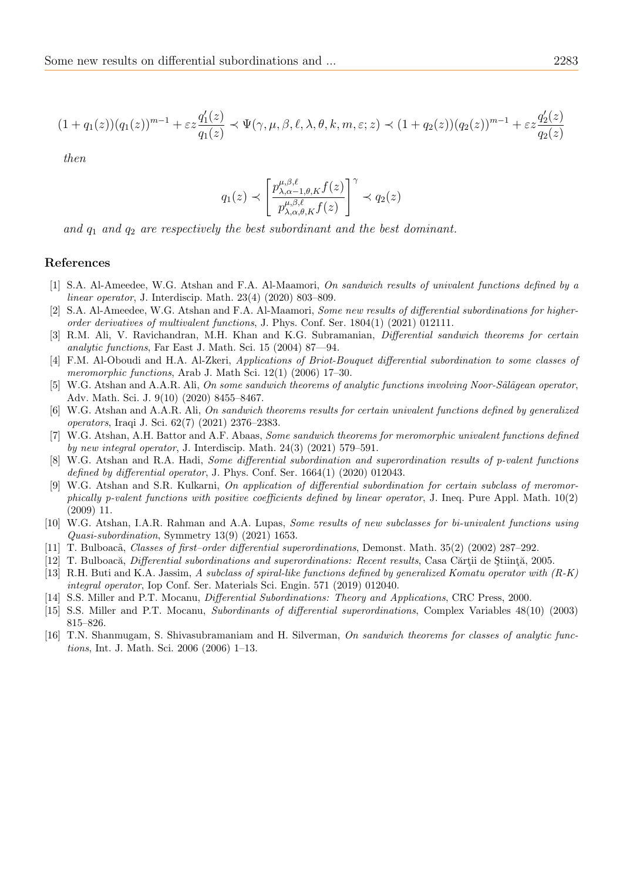$$(1+q_1(z))(q_1(z))^{m-1}+\varepsilon z\frac{q_1'(z)}{q_1(z)} \prec \Psi(\gamma,\mu,\beta,\ell,\lambda,\theta,k,m,\varepsilon;z) \prec (1+q_2(z))(q_2(z))^{m-1}+\varepsilon z\frac{q_2'(z)}{q_2(z)}$$

*then*

$$q_1(z) \prec \left[\frac{p^{\mu,\beta,\ell}_{\lambda,\alpha-1,\theta,K}f(z)}{p^{\mu,\beta,\ell}_{\lambda,\alpha,\theta,K}f(z)}\right]^{\gamma} \prec q_2(z)$$

*and $q_1$ and $q_2$ are respectively the best subordinant and the best dominant.*

## References

[1] S.A. Al-Ameedee, W.G. Atshan and F.A. Al-Maamori, *On sandwich results of univalent functions defined by a linear operator*, J. Interdiscip. Math. 23(4) (2020) 803–809.

[2] S.A. Al-Ameedee, W.G. Atshan and F.A. Al-Maamori, *Some new results of differential subordinations for higher-order derivatives of multivalent functions*, J. Phys. Conf. Ser. 1804(1) (2021) 012111.

[3] R.M. Ali, V. Ravichandran, M.H. Khan and K.G. Subramanian, *Differential sandwich theorems for certain analytic functions*, Far East J. Math. Sci. 15 (2004) 87—94.

[4] F.M. Al-Oboudi and H.A. Al-Zkeri, *Applications of Briot-Bouquet differential subordination to some classes of meromorphic functions*, Arab J. Math Sci. 12(1) (2006) 17–30.

[5] W.G. Atshan and A.A.R. Ali, *On some sandwich theorems of analytic functions involving Noor-Sălăgean operator*, Adv. Math. Sci. J. 9(10) (2020) 8455–8467.

[6] W.G. Atshan and A.A.R. Ali, *On sandwich theorems results for certain univalent functions defined by generalized operators*, Iraqi J. Sci. 62(7) (2021) 2376–2383.

[7] W.G. Atshan, A.H. Battor and A.F. Abaas, *Some sandwich theorems for meromorphic univalent functions defined by new integral operator*, J. Interdiscip. Math. 24(3) (2021) 579–591.

[8] W.G. Atshan and R.A. Hadi, *Some differential subordination and superordination results of p-valent functions defined by differential operator*, J. Phys. Conf. Ser. 1664(1) (2020) 012043.

[9] W.G. Atshan and S.R. Kulkarni, *On application of differential subordination for certain subclass of meromorphically p-valent functions with positive coefficients defined by linear operator*, J. Ineq. Pure Appl. Math. 10(2) (2009) 11.

[10] W.G. Atshan, I.A.R. Rahman and A.A. Lupas, *Some results of new subclasses for bi-univalent functions using Quasi-subordination*, Symmetry 13(9) (2021) 1653.

[11] T. Bulboacă, *Classes of first–order differential superordinations*, Demonst. Math. 35(2) (2002) 287–292.

[12] T. Bulboacă, *Differential subordinations and superordinations: Recent results*, Casa Cărţii de Ştiinţă, 2005.

[13] R.H. Buti and K.A. Jassim, *A subclass of spiral-like functions defined by generalized Komatu operator with (R-K) integral operator*, Iop Conf. Ser. Materials Sci. Engin. 571 (2019) 012040.

[14] S.S. Miller and P.T. Mocanu, *Differential Subordinations: Theory and Applications*, CRC Press, 2000.

[15] S.S. Miller and P.T. Mocanu, *Subordinants of differential superordinations*, Complex Variables 48(10) (2003) 815–826.

[16] T.N. Shanmugam, S. Shivasubramaniam and H. Silverman, *On sandwich theorems for classes of analytic functions*, Int. J. Math. Sci. 2006 (2006) 1–13.